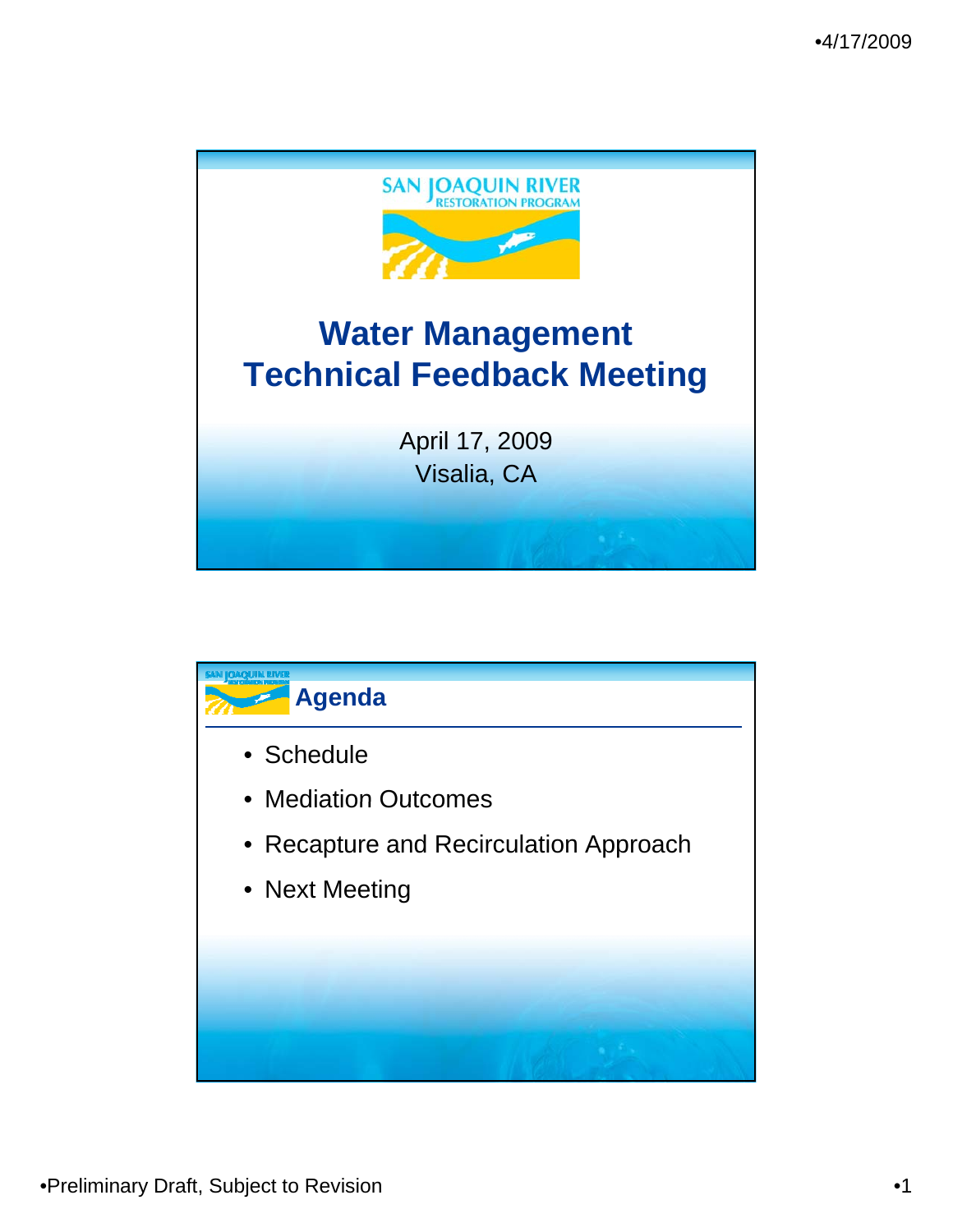SAN JOAQUIN RIVER RESTORATION PROGRAM

# Water Management Technical Feedback Meeting

April 17, 2009
Visalia, CA

## Agenda

- Schedule
- Mediation Outcomes
- Recapture and Recirculation Approach
- Next Meeting

•Preliminary Draft, Subject to Revision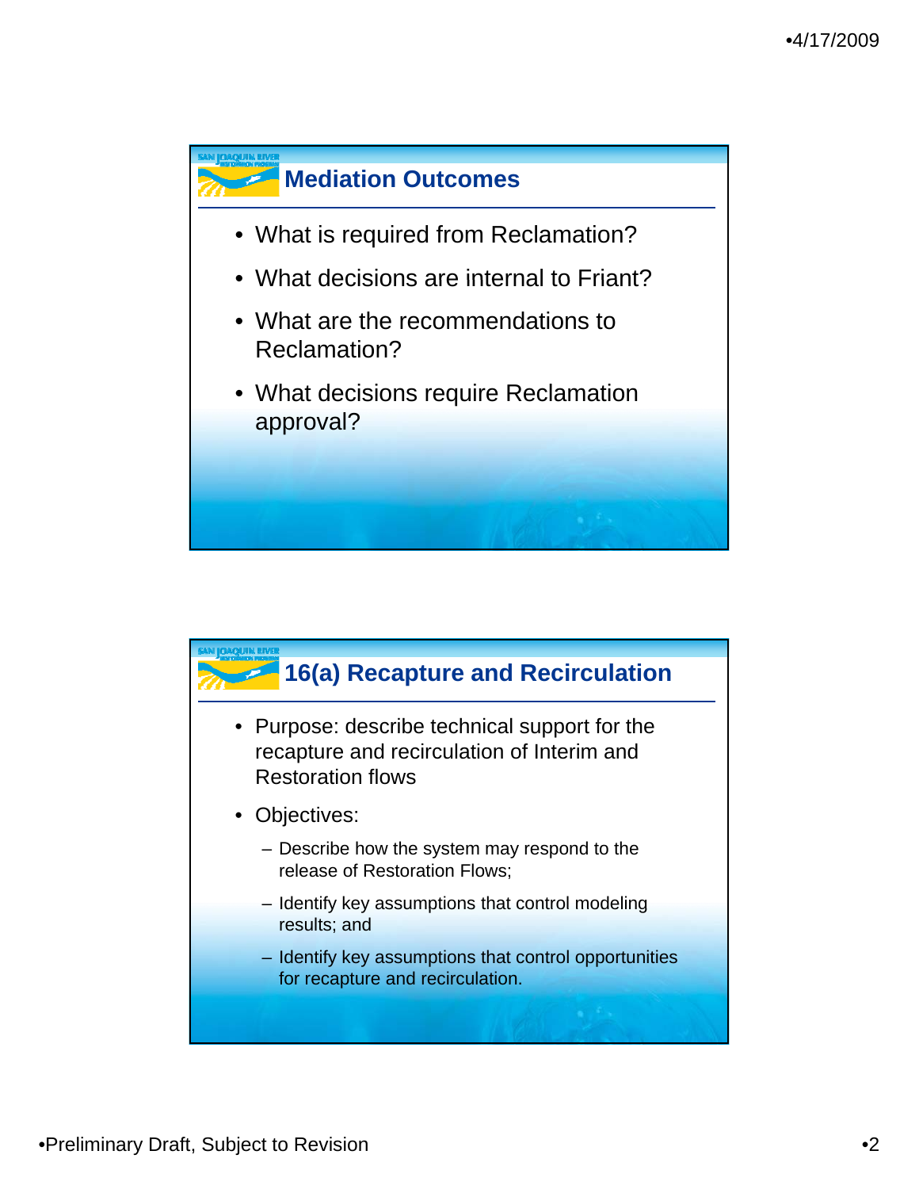## Mediation Outcomes

- What is required from Reclamation?
- What decisions are internal to Friant?
- What are the recommendations to Reclamation?
- What decisions require Reclamation approval?

## 16(a) Recapture and Recirculation

- Purpose: describe technical support for the recapture and recirculation of Interim and Restoration flows
- Objectives:
  - Describe how the system may respond to the release of Restoration Flows;
  - Identify key assumptions that control modeling results; and
  - Identify key assumptions that control opportunities for recapture and recirculation.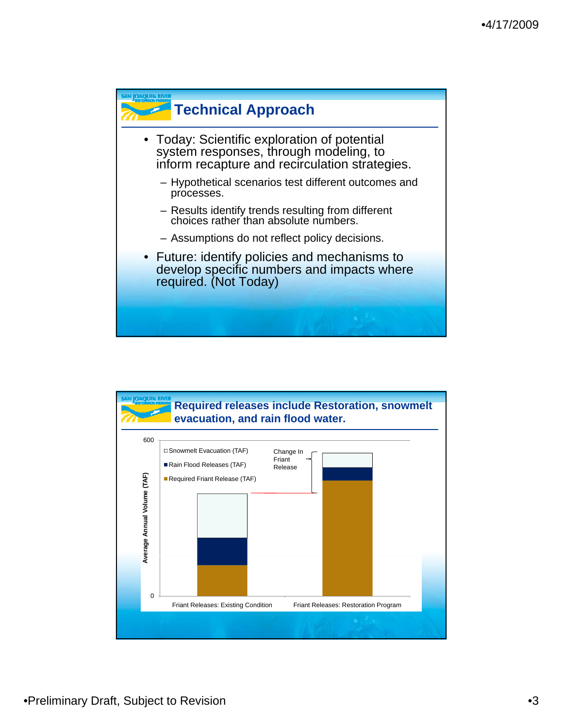## Technical Approach

- Today: Scientific exploration of potential system responses, through modeling, to inform recapture and recirculation strategies.
  - Hypothetical scenarios test different outcomes and processes.
  - Results identify trends resulting from different choices rather than absolute numbers.
  - Assumptions do not reflect policy decisions.
- Future: identify policies and mechanisms to develop specific numbers and impacts where required. (Not Today)

## Required releases include Restoration, snowmelt evacuation, and rain flood water.

Average Annual Volume (TAF)

600

0

□ Snowmelt Evacuation (TAF)

■ Rain Flood Releases (TAF)

■ Required Friant Release (TAF)

Change In Friant Release

Friant Releases: Existing Condition

Friant Releases: Restoration Program

Preliminary Draft, Subject to Revision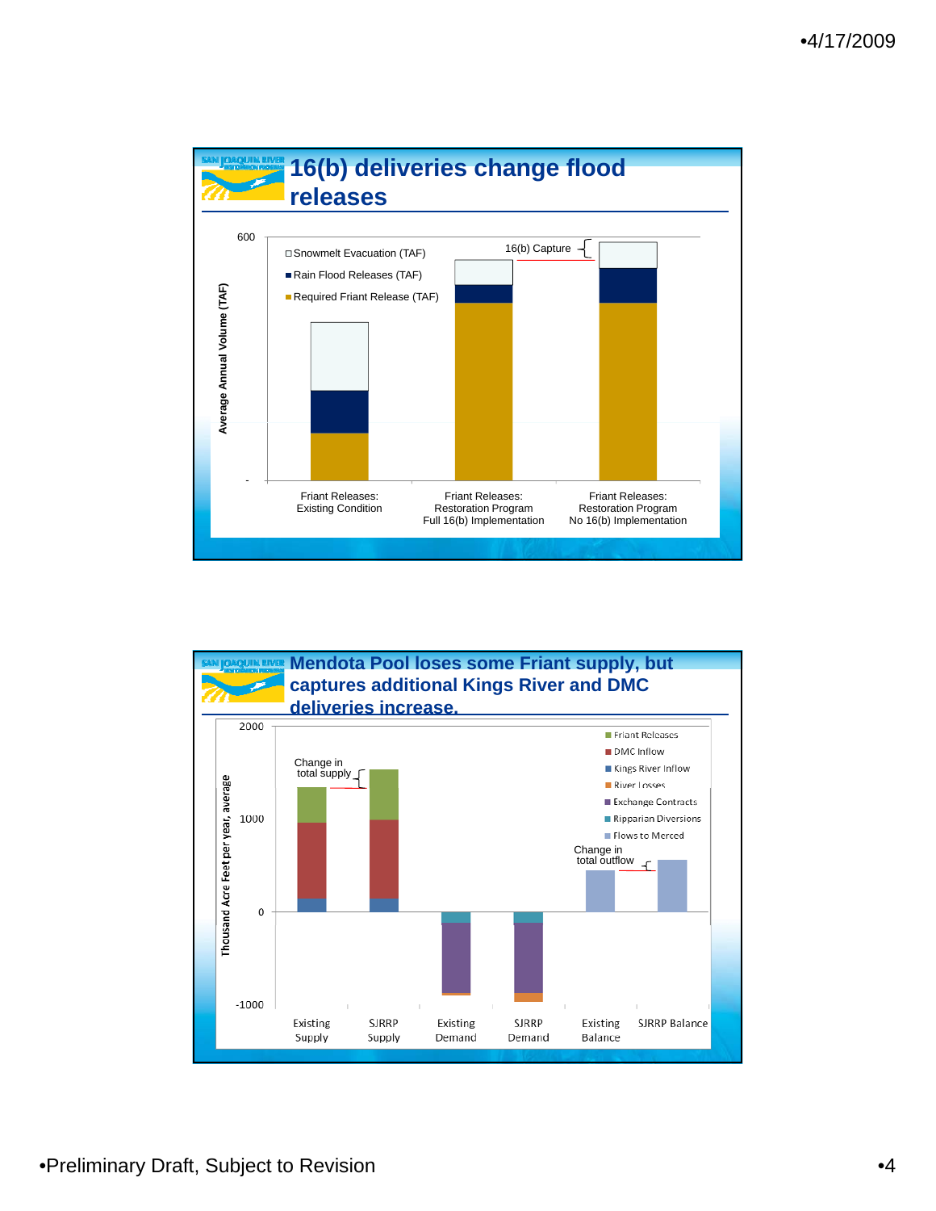## 16(b) deliveries change flood releases

Average Annual Volume (TAF)

600

- Snowmelt Evacuation (TAF)
- Rain Flood Releases (TAF)
- Required Friant Release (TAF)

16(b) Capture

Friant Releases: Existing Condition

Friant Releases: Restoration Program Full 16(b) Implementation

Friant Releases: Restoration Program No 16(b) Implementation

## Mendota Pool loses some Friant supply, but captures additional Kings River and DMC deliveries increase.

Thousand Acre Feet per year, average

2000

1000

0

-1000

- Friant Releases
- DMC Inflow
- Kings River Inflow
- River Losses
- Exchange Contracts
- Ripparian Diversions
- Flows to Merced

Change in total supply

Change in total outflow

Existing Supply | SJRRP Supply | Existing Demand | SJRRP Demand | Existing Balance | SJRRP Balance

•Preliminary Draft, Subject to Revision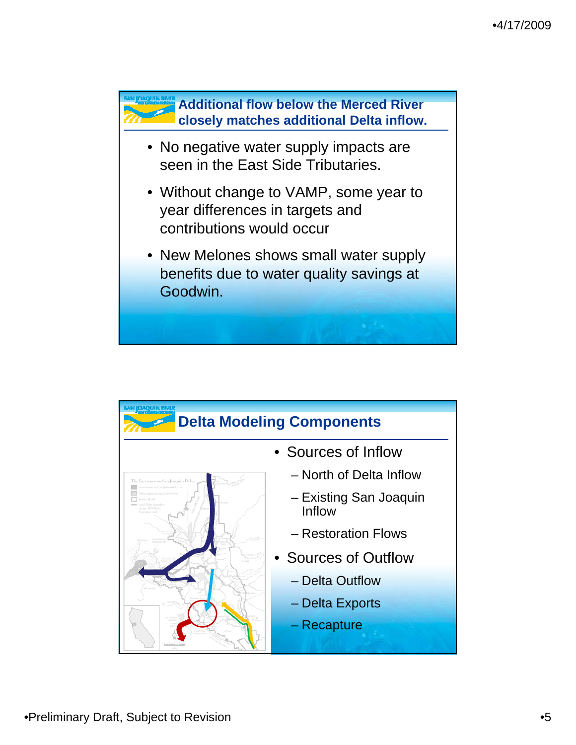## Additional flow below the Merced River closely matches additional Delta inflow.

- No negative water supply impacts are seen in the East Side Tributaries.
- Without change to VAMP, some year to year differences in targets and contributions would occur
- New Melones shows small water supply benefits due to water quality savings at Goodwin.

## Delta Modeling Components

- Sources of Inflow
  - North of Delta Inflow
  - Existing San Joaquin Inflow
  - Restoration Flows
- Sources of Outflow
  - Delta Outflow
  - Delta Exports
  - Recapture

•Preliminary Draft, Subject to Revision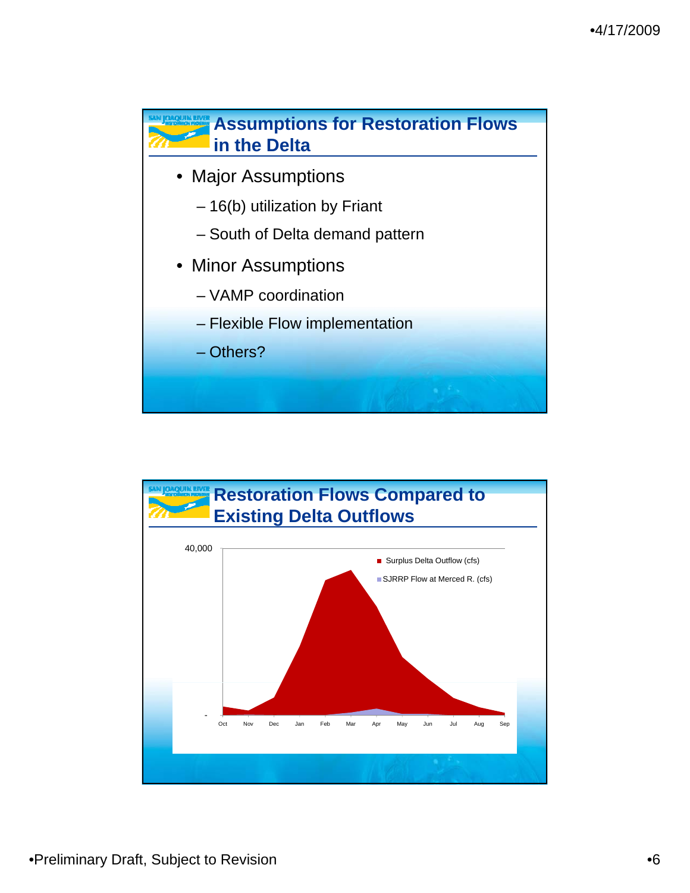## Assumptions for Restoration Flows in the Delta

- Major Assumptions
  - 16(b) utilization by Friant
  - South of Delta demand pattern
- Minor Assumptions
  - VAMP coordination
  - Flexible Flow implementation
  - Others?

## Restoration Flows Compared to Existing Delta Outflows

40,000

-

Surplus Delta Outflow (cfs)

SJRRP Flow at Merced R. (cfs)

Oct Nov Dec Jan Feb Mar Apr May Jun Jul Aug Sep

•Preliminary Draft, Subject to Revision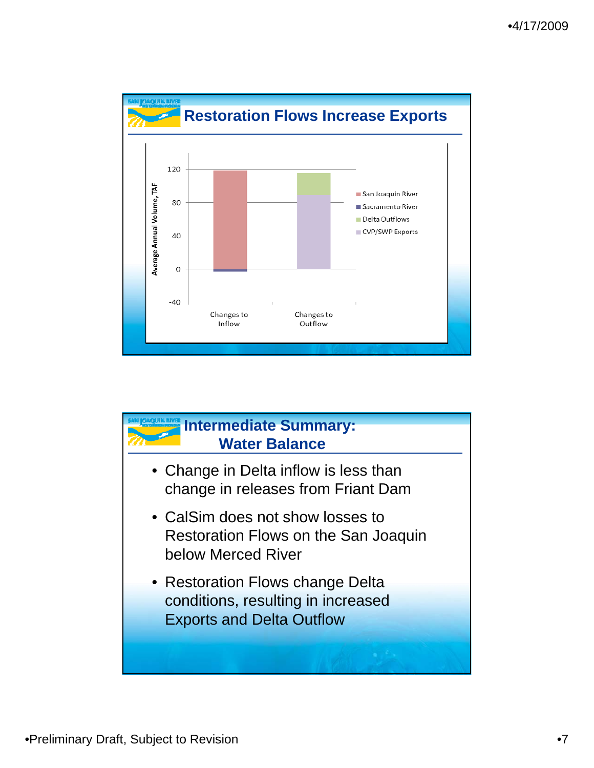## Restoration Flows Increase Exports

Average Annual Volume, TAF

120
80
40
0
-40

Changes to Inflow

Changes to Outflow

San Joaquin River
Sacramento River
Delta Outflows
CVP/SWP Exports

## Intermediate Summary: Water Balance

- Change in Delta inflow is less than change in releases from Friant Dam
- CalSim does not show losses to Restoration Flows on the San Joaquin below Merced River
- Restoration Flows change Delta conditions, resulting in increased Exports and Delta Outflow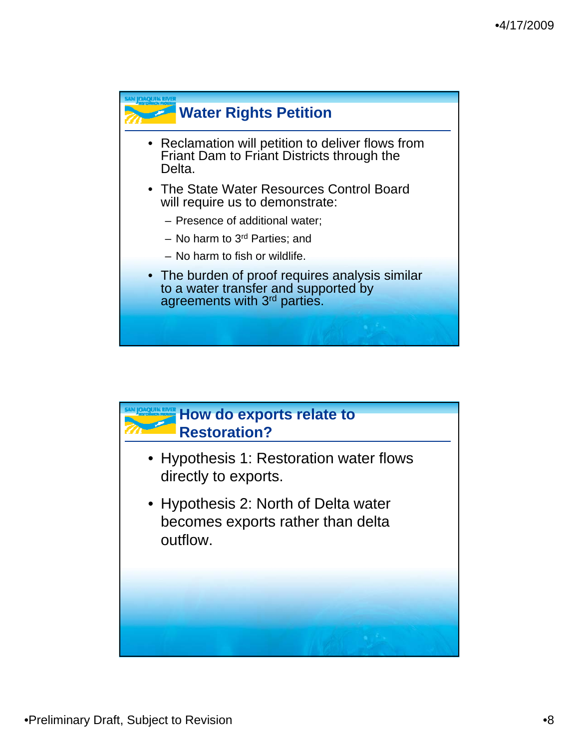## Water Rights Petition

- Reclamation will petition to deliver flows from Friant Dam to Friant Districts through the Delta.
- The State Water Resources Control Board will require us to demonstrate:
  - Presence of additional water;
  - No harm to 3rd Parties; and
  - No harm to fish or wildlife.
- The burden of proof requires analysis similar to a water transfer and supported by agreements with 3rd parties.

## How do exports relate to Restoration?

- Hypothesis 1: Restoration water flows directly to exports.
- Hypothesis 2: North of Delta water becomes exports rather than delta outflow.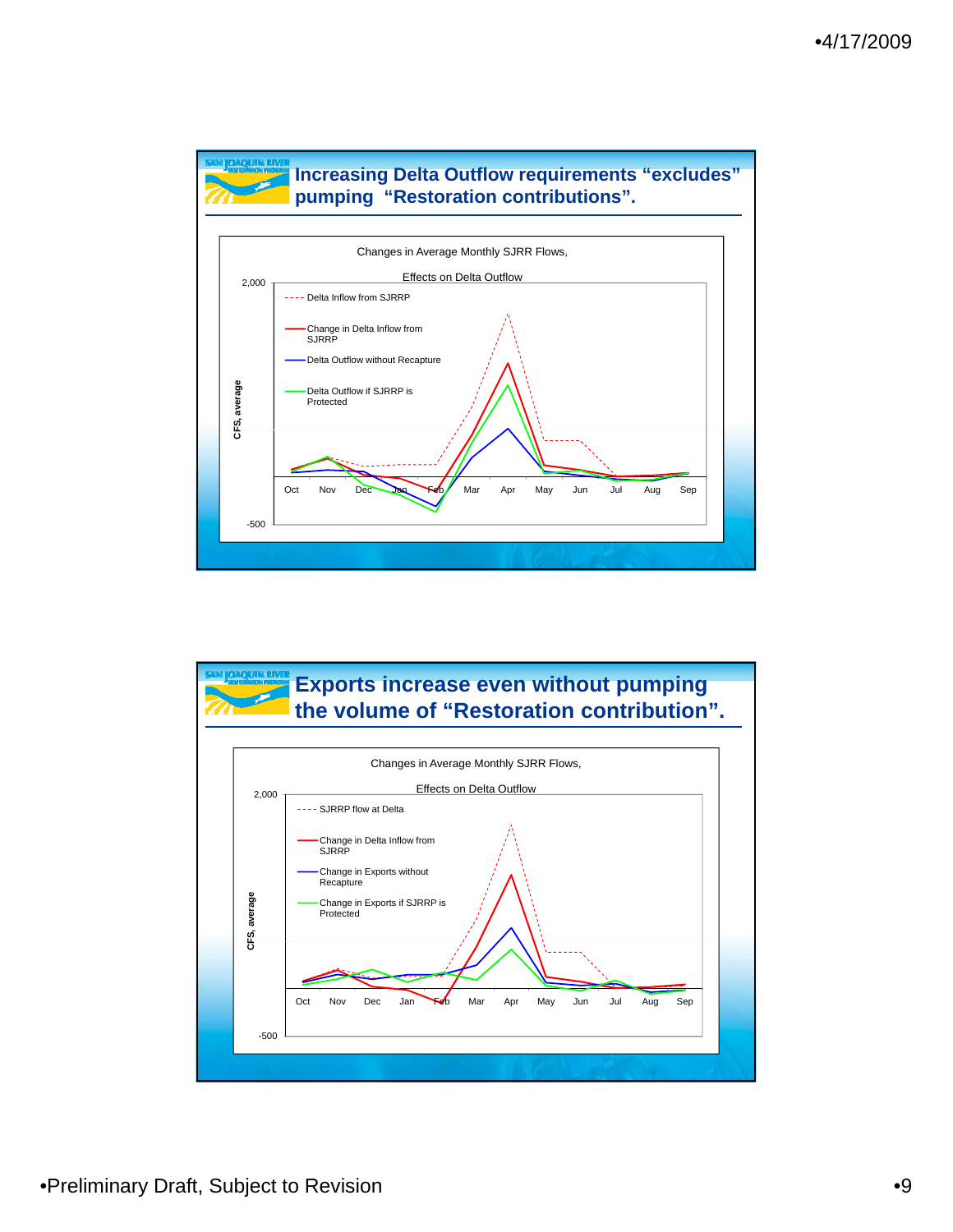## Increasing Delta Outflow requirements "excludes" pumping "Restoration contributions".

Changes in Average Monthly SJRR Flows,

Effects on Delta Outflow

- Delta Inflow from SJRRP
- Change in Delta Inflow from SJRRP
- Delta Outflow without Recapture
- Delta Outflow if SJRRP is Protected

CFS, average: 2,000 to -500

Oct Nov Dec Jan Feb Mar Apr May Jun Jul Aug Sep

## Exports increase even without pumping the volume of "Restoration contribution".

Changes in Average Monthly SJRR Flows,

Effects on Delta Outflow

- SJRRP flow at Delta
- Change in Delta Inflow from SJRRP
- Change in Exports without Recapture
- Change in Exports if SJRRP is Protected

CFS, average: 2,000 to -500

Oct Nov Dec Jan Feb Mar Apr May Jun Jul Aug Sep

•Preliminary Draft, Subject to Revision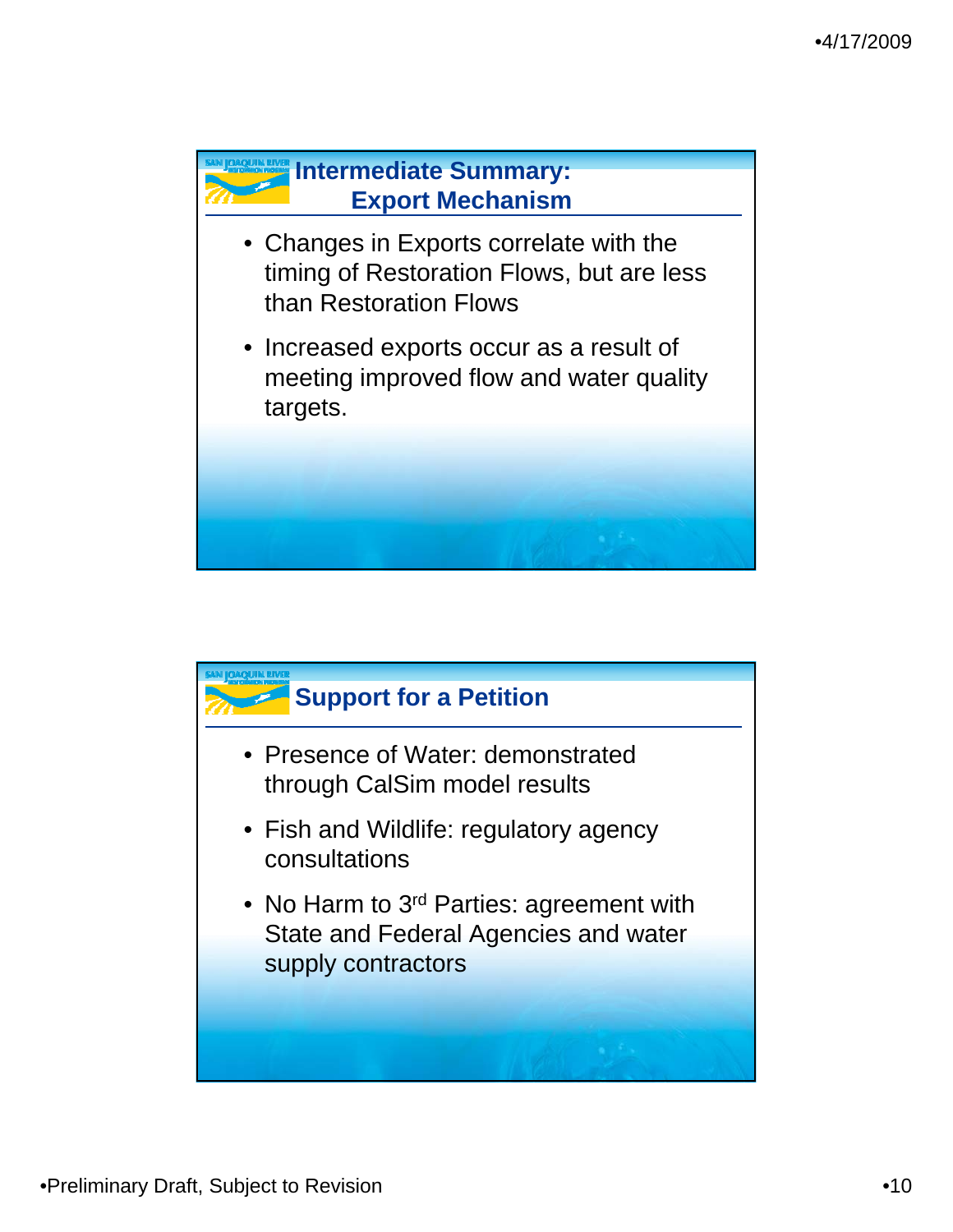## Intermediate Summary: Export Mechanism

- Changes in Exports correlate with the timing of Restoration Flows, but are less than Restoration Flows
- Increased exports occur as a result of meeting improved flow and water quality targets.

## Support for a Petition

- Presence of Water: demonstrated through CalSim model results
- Fish and Wildlife: regulatory agency consultations
- No Harm to 3rd Parties: agreement with State and Federal Agencies and water supply contractors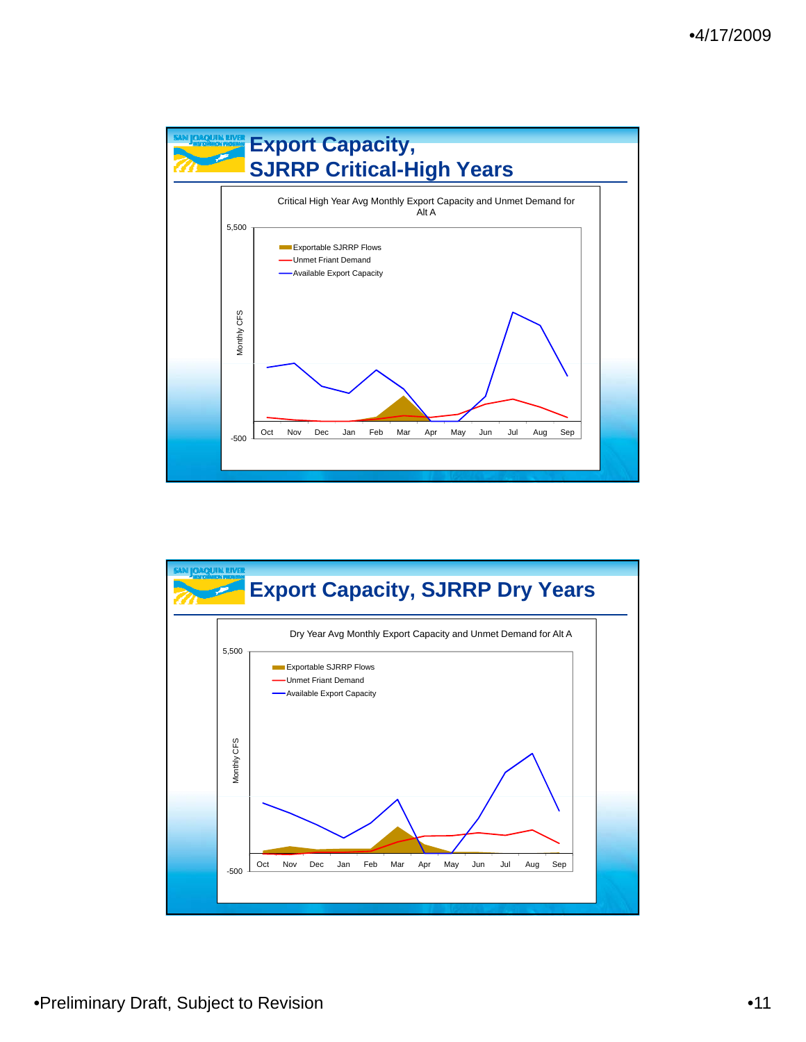## Export Capacity, SJRRP Critical-High Years

Critical High Year Avg Monthly Export Capacity and Unmet Demand for Alt A

Monthly CFS

5,500

-500

Oct Nov Dec Jan Feb Mar Apr May Jun Jul Aug Sep

- Exportable SJRRP Flows
- Unmet Friant Demand
- Available Export Capacity

## Export Capacity, SJRRP Dry Years

Dry Year Avg Monthly Export Capacity and Unmet Demand for Alt A

Monthly CFS

5,500

-500

Oct Nov Dec Jan Feb Mar Apr May Jun Jul Aug Sep

- Exportable SJRRP Flows
- Unmet Friant Demand
- Available Export Capacity

•Preliminary Draft, Subject to Revision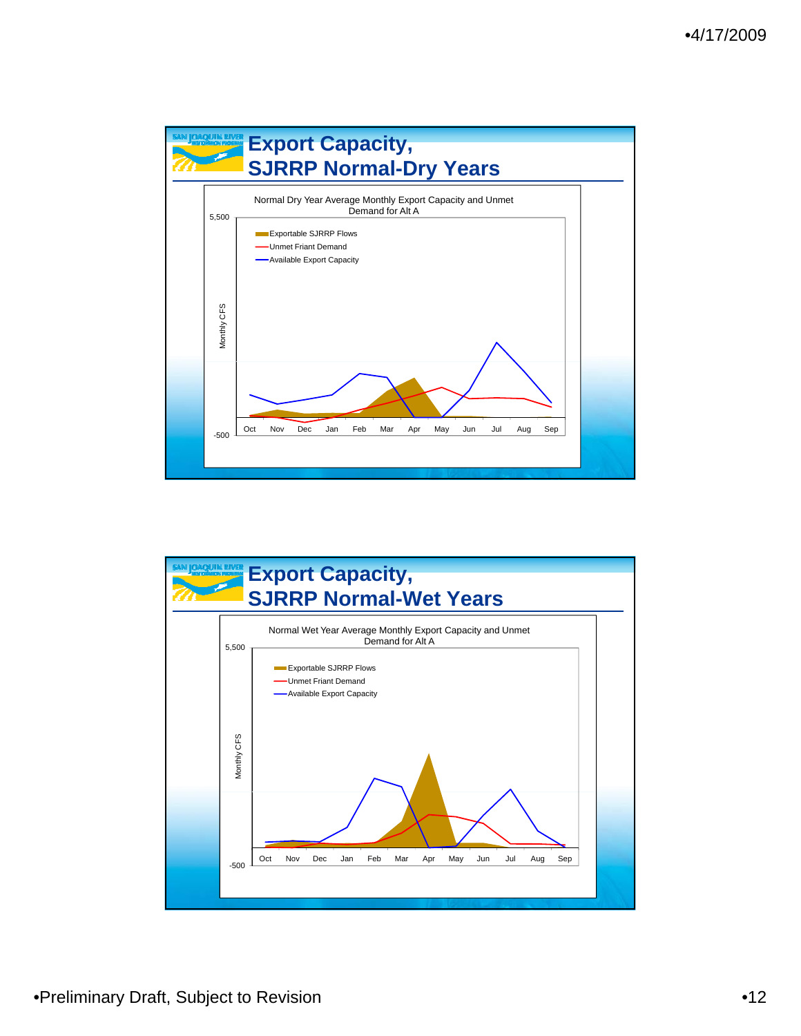## Export Capacity, SJRRP Normal-Dry Years

Normal Dry Year Average Monthly Export Capacity and Unmet Demand for Alt A

- Exportable SJRRP Flows
- Unmet Friant Demand
- Available Export Capacity

Monthly CFS (5,500 to -500)

Oct Nov Dec Jan Feb Mar Apr May Jun Jul Aug Sep

## Export Capacity, SJRRP Normal-Wet Years

Normal Wet Year Average Monthly Export Capacity and Unmet Demand for Alt A

- Exportable SJRRP Flows
- Unmet Friant Demand
- Available Export Capacity

Monthly CFS (5,500 to -500)

Oct Nov Dec Jan Feb Mar Apr May Jun Jul Aug Sep

•Preliminary Draft, Subject to Revision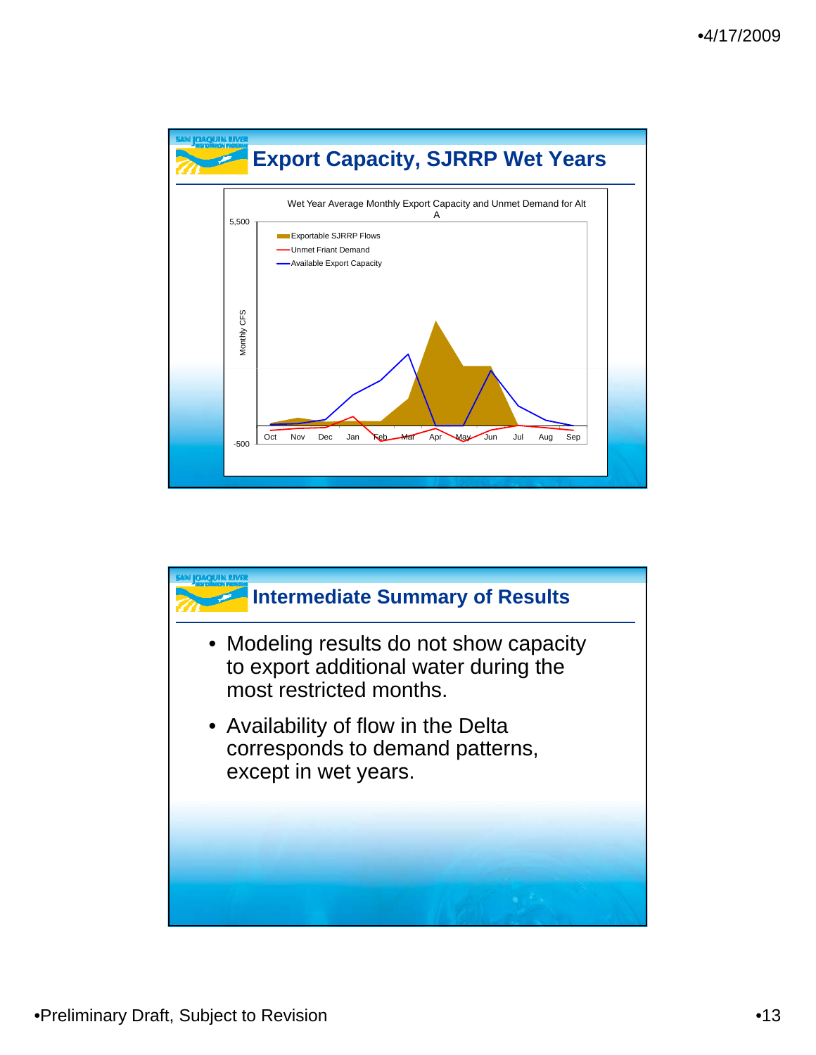## Export Capacity, SJRRP Wet Years

Wet Year Average Monthly Export Capacity and Unmet Demand for Alt A

5,500

Monthly CFS

-500

Oct Nov Dec Jan Feb Mar Apr May Jun Jul Aug Sep

Exportable SJRRP Flows
Unmet Friant Demand
Available Export Capacity

## Intermediate Summary of Results

- Modeling results do not show capacity to export additional water during the most restricted months.
- Availability of flow in the Delta corresponds to demand patterns, except in wet years.

•Preliminary Draft, Subject to Revision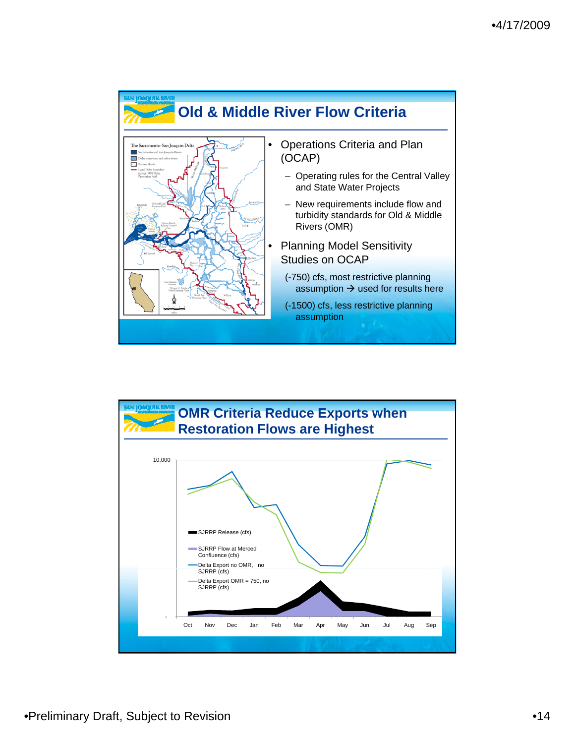## Old & Middle River Flow Criteria

- Operations Criteria and Plan (OCAP)
  - Operating rules for the Central Valley and State Water Projects
  - New requirements include flow and turbidity standards for Old & Middle Rivers (OMR)
- Planning Model Sensitivity Studies on OCAP
  - (-750) cfs, most restrictive planning assumption → used for results here
  - (-1500) cfs, less restrictive planning assumption

## OMR Criteria Reduce Exports when Restoration Flows are Highest

10,000

- SJRRP Release (cfs)
- SJRRP Flow at Merced Confluence (cfs)
- Delta Export no OMR, no SJRRP (cfs)
- Delta Export OMR = 750, no SJRRP (cfs)

Oct Nov Dec Jan Feb Mar Apr May Jun Jul Aug Sep

•Preliminary Draft, Subject to Revision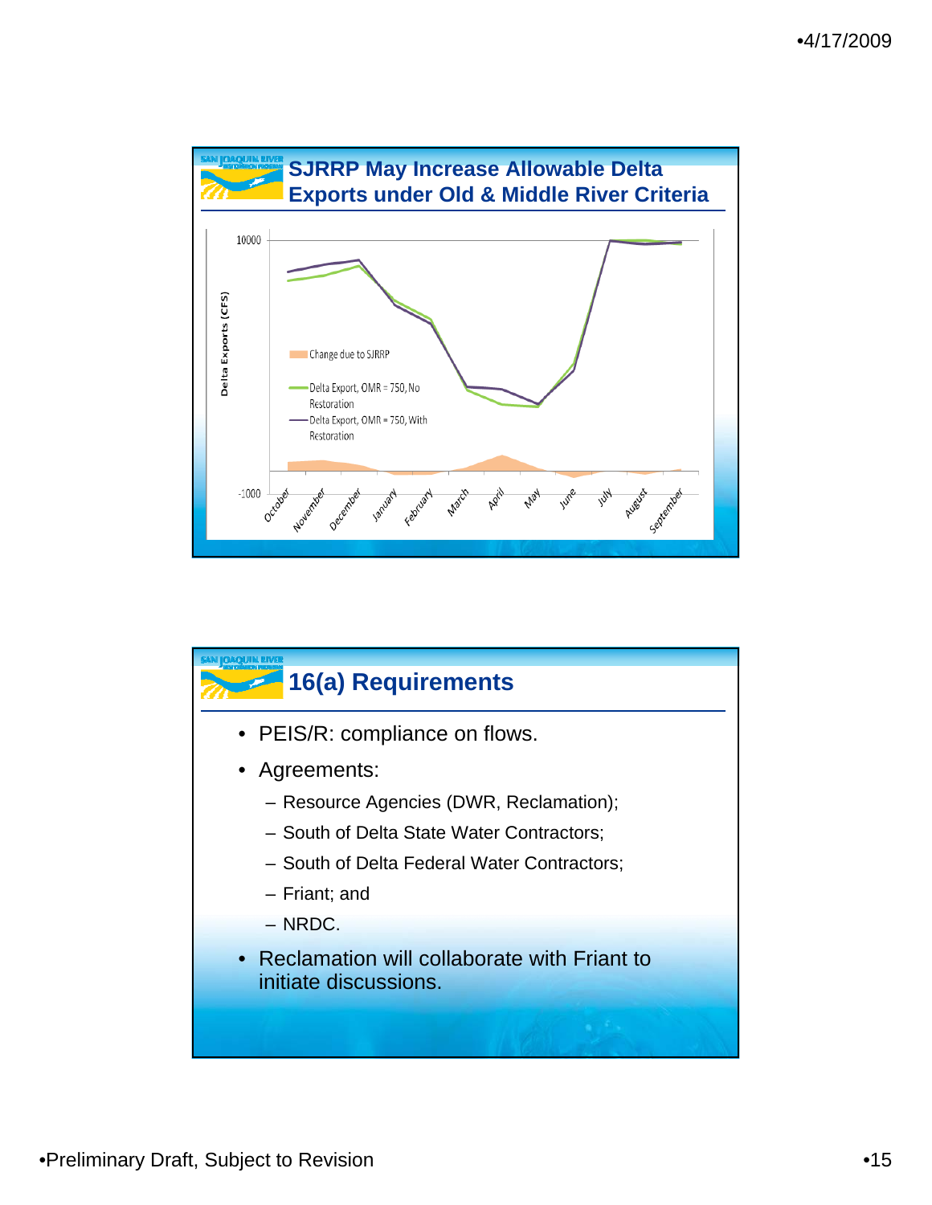## SJRRP May Increase Allowable Delta Exports under Old & Middle River Criteria

Delta Exports (CFS)

10000

-1000

Change due to SJRRP

Delta Export, OMR = 750, No Restoration

Delta Export, OMR = 750, With Restoration

October November December January February March April May June July August September

## 16(a) Requirements

- PEIS/R: compliance on flows.
- Agreements:
  - Resource Agencies (DWR, Reclamation);
  - South of Delta State Water Contractors;
  - South of Delta Federal Water Contractors;
  - Friant; and
  - NRDC.
- Reclamation will collaborate with Friant to initiate discussions.

•Preliminary Draft, Subject to Revision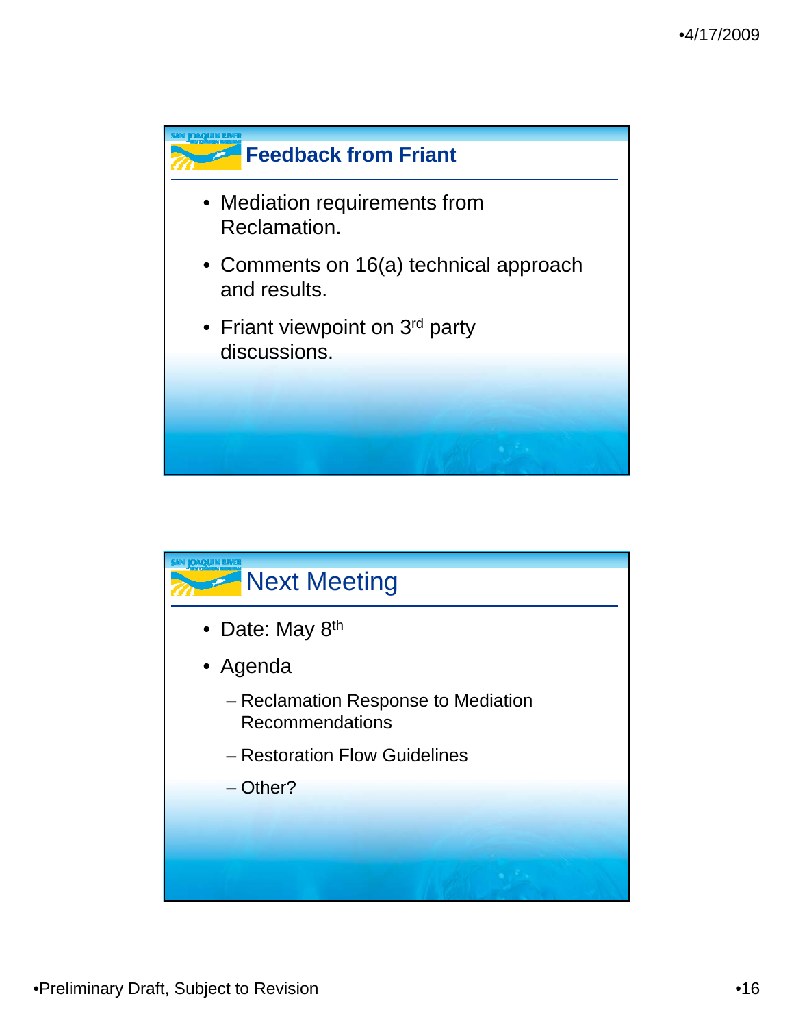## Feedback from Friant

- Mediation requirements from Reclamation.
- Comments on 16(a) technical approach and results.
- Friant viewpoint on 3rd party discussions.

## Next Meeting

- Date: May 8th
- Agenda
  - Reclamation Response to Mediation Recommendations
  - Restoration Flow Guidelines
  - Other?

•Preliminary Draft, Subject to Revision